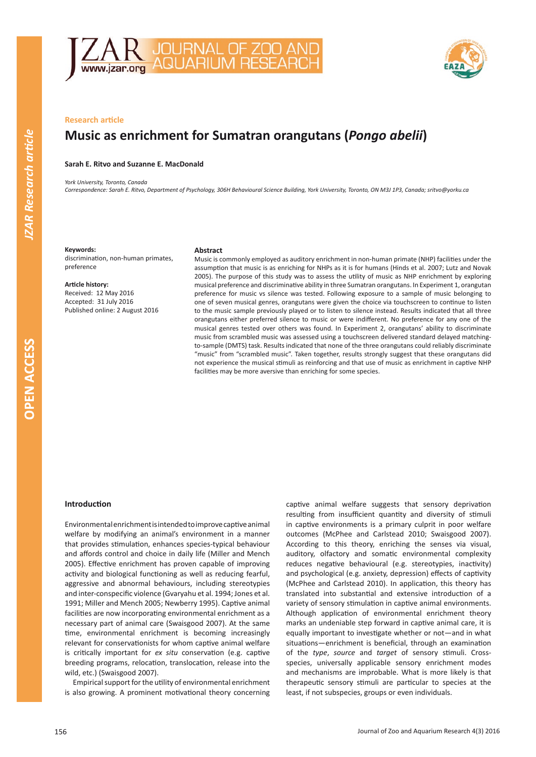Research article

# Music as enrichment for Sumatran orangutans (*Pongo abelii*)

**Sarah E. Ritvo and Suzanne E. MacDonald**

*York University, Toronto, Canada*

*Correspondence: Sarah E. Ritvo, Department of Psychology, 306H Behavioural Science Building, York University, Toronto, ON M3J 1P3, Canada; sritvo@yorku.ca*

**Keywords:**
discrimination, non-human primates, preference

**Article history:**
Received: 12 May 2016
Accepted: 31 July 2016
Published online: 2 August 2016

**Abstract**

Music is commonly employed as auditory enrichment in non-human primate (NHP) facilities under the assumption that music is as enriching for NHPs as it is for humans (Hinds et al. 2007; Lutz and Novak 2005). The purpose of this study was to assess the utility of music as NHP enrichment by exploring musical preference and discriminative ability in three Sumatran orangutans. In Experiment 1, orangutan preference for music vs silence was tested. Following exposure to a sample of music belonging to one of seven musical genres, orangutans were given the choice via touchscreen to continue to listen to the music sample previously played or to listen to silence instead. Results indicated that all three orangutans either preferred silence to music or were indifferent. No preference for any one of the musical genres tested over others was found. In Experiment 2, orangutans' ability to discriminate music from scrambled music was assessed using a touchscreen delivered standard delayed matching-to-sample (DMTS) task. Results indicated that none of the three orangutans could reliably discriminate "music" from "scrambled music". Taken together, results strongly suggest that these orangutans did not experience the musical stimuli as reinforcing and that use of music as enrichment in captive NHP facilities may be more aversive than enriching for some species.

## Introduction

Environmental enrichment is intended to improve captive animal welfare by modifying an animal's environment in a manner that provides stimulation, enhances species-typical behaviour and affords control and choice in daily life (Miller and Mench 2005). Effective enrichment has proven capable of improving activity and biological functioning as well as reducing fearful, aggressive and abnormal behaviours, including stereotypies and inter-conspecific violence (Gvaryahu et al. 1994; Jones et al. 1991; Miller and Mench 2005; Newberry 1995). Captive animal facilities are now incorporating environmental enrichment as a necessary part of animal care (Swaisgood 2007). At the same time, environmental enrichment is becoming increasingly relevant for conservationists for whom captive animal welfare is critically important for *ex situ* conservation (e.g. captive breeding programs, relocation, translocation, release into the wild, etc.) (Swaisgood 2007).

Empirical support for the utility of environmental enrichment is also growing. A prominent motivational theory concerning captive animal welfare suggests that sensory deprivation resulting from insufficient quantity and diversity of stimuli in captive environments is a primary culprit in poor welfare outcomes (McPhee and Carlstead 2010; Swaisgood 2007). According to this theory, enriching the senses via visual, auditory, olfactory and somatic environmental complexity reduces negative behavioural (e.g. stereotypies, inactivity) and psychological (e.g. anxiety, depression) effects of captivity (McPhee and Carlstead 2010). In application, this theory has translated into substantial and extensive introduction of a variety of sensory stimulation in captive animal environments. Although application of environmental enrichment theory marks an undeniable step forward in captive animal care, it is equally important to investigate whether or not—and in what situations—enrichment is beneficial, through an examination of the *type*, *source* and *target* of sensory stimuli. Cross-species, universally applicable sensory enrichment modes and mechanisms are improbable. What is more likely is that therapeutic sensory stimuli are particular to species at the least, if not subspecies, groups or even individuals.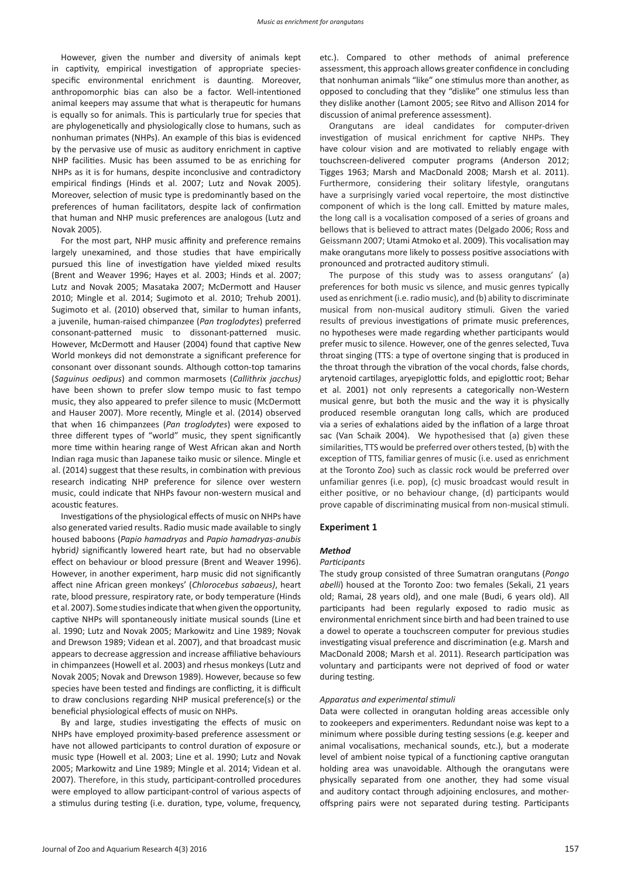However, given the number and diversity of animals kept in captivity, empirical investigation of appropriate species-specific environmental enrichment is daunting. Moreover, anthropomorphic bias can also be a factor. Well-intentioned animal keepers may assume that what is therapeutic for humans is equally so for animals. This is particularly true for species that are phylogenetically and physiologically close to humans, such as nonhuman primates (NHPs). An example of this bias is evidenced by the pervasive use of music as auditory enrichment in captive NHP facilities. Music has been assumed to be as enriching for NHPs as it is for humans, despite inconclusive and contradictory empirical findings (Hinds et al. 2007; Lutz and Novak 2005). Moreover, selection of music type is predominantly based on the preferences of human facilitators, despite lack of confirmation that human and NHP music preferences are analogous (Lutz and Novak 2005).

For the most part, NHP music affinity and preference remains largely unexamined, and those studies that have empirically pursued this line of investigation have yielded mixed results (Brent and Weaver 1996; Hayes et al. 2003; Hinds et al. 2007; Lutz and Novak 2005; Masataka 2007; McDermott and Hauser 2010; Mingle et al. 2014; Sugimoto et al. 2010; Trehub 2001). Sugimoto et al. (2010) observed that, similar to human infants, a juvenile, human-raised chimpanzee (*Pan troglodytes*) preferred consonant-patterned music to dissonant-patterned music. However, McDermott and Hauser (2004) found that captive New World monkeys did not demonstrate a significant preference for consonant over dissonant sounds. Although cotton-top tamarins (*Saguinus oedipus*) and common marmosets (*Callithrix jacchus)* have been shown to prefer slow tempo music to fast tempo music, they also appeared to prefer silence to music (McDermott and Hauser 2007). More recently, Mingle et al. (2014) observed that when 16 chimpanzees (*Pan troglodytes*) were exposed to three different types of "world" music, they spent significantly more time within hearing range of West African akan and North Indian raga music than Japanese taiko music or silence. Mingle et al. (2014) suggest that these results, in combination with previous research indicating NHP preference for silence over western music, could indicate that NHPs favour non-western musical and acoustic features.

Investigations of the physiological effects of music on NHPs have also generated varied results. Radio music made available to singly housed baboons (*Papio hamadryas* and *Papio hamadryas-anubis* hybrid*)* significantly lowered heart rate, but had no observable effect on behaviour or blood pressure (Brent and Weaver 1996). However, in another experiment, harp music did not significantly affect nine African green monkeys' (*Chlorocebus sabaeus)*, heart rate, blood pressure, respiratory rate, or body temperature (Hinds et al. 2007). Some studies indicate that when given the opportunity, captive NHPs will spontaneously initiate musical sounds (Line et al. 1990; Lutz and Novak 2005; Markowitz and Line 1989; Novak and Drewson 1989; Videan et al. 2007), and that broadcast music appears to decrease aggression and increase affiliative behaviours in chimpanzees (Howell et al. 2003) and rhesus monkeys (Lutz and Novak 2005; Novak and Drewson 1989). However, because so few species have been tested and findings are conflicting, it is difficult to draw conclusions regarding NHP musical preference(s) or the beneficial physiological effects of music on NHPs.

By and large, studies investigating the effects of music on NHPs have employed proximity-based preference assessment or have not allowed participants to control duration of exposure or music type (Howell et al. 2003; Line et al. 1990; Lutz and Novak 2005; Markowitz and Line 1989; Mingle et al. 2014; Videan et al. 2007). Therefore, in this study, participant-controlled procedures were employed to allow participant-control of various aspects of a stimulus during testing (i.e. duration, type, volume, frequency, etc.). Compared to other methods of animal preference assessment, this approach allows greater confidence in concluding that nonhuman animals "like" one stimulus more than another, as opposed to concluding that they "dislike" one stimulus less than they dislike another (Lamont 2005; see Ritvo and Allison 2014 for discussion of animal preference assessment).

Orangutans are ideal candidates for computer-driven investigation of musical enrichment for captive NHPs. They have colour vision and are motivated to reliably engage with touchscreen-delivered computer programs (Anderson 2012; Tigges 1963; Marsh and MacDonald 2008; Marsh et al. 2011). Furthermore, considering their solitary lifestyle, orangutans have a surprisingly varied vocal repertoire, the most distinctive component of which is the long call. Emitted by mature males, the long call is a vocalisation composed of a series of groans and bellows that is believed to attract mates (Delgado 2006; Ross and Geissmann 2007; Utami Atmoko et al. 2009). This vocalisation may make orangutans more likely to possess positive associations with pronounced and protracted auditory stimuli.

The purpose of this study was to assess orangutans' (a) preferences for both music vs silence, and music genres typically used as enrichment (i.e. radio music), and (b) ability to discriminate musical from non-musical auditory stimuli. Given the varied results of previous investigations of primate music preferences, no hypotheses were made regarding whether participants would prefer music to silence. However, one of the genres selected, Tuva throat singing (TTS: a type of overtone singing that is produced in the throat through the vibration of the vocal chords, false chords, arytenoid cartilages, aryepiglottic folds, and epiglottic root; Behar et al. 2001) not only represents a categorically non-Western musical genre, but both the music and the way it is physically produced resemble orangutan long calls, which are produced via a series of exhalations aided by the inflation of a large throat sac (Van Schaik 2004). We hypothesised that (a) given these similarities, TTS would be preferred over others tested, (b) with the exception of TTS, familiar genres of music (i.e. used as enrichment at the Toronto Zoo) such as classic rock would be preferred over unfamiliar genres (i.e. pop), (c) music broadcast would result in either positive, or no behaviour change, (d) participants would prove capable of discriminating musical from non-musical stimuli.

## Experiment 1

### *Method*

#### *Participants*

The study group consisted of three Sumatran orangutans (*Pongo abelli*) housed at the Toronto Zoo: two females (Sekali, 21 years old; Ramai, 28 years old), and one male (Budi, 6 years old). All participants had been regularly exposed to radio music as environmental enrichment since birth and had been trained to use a dowel to operate a touchscreen computer for previous studies investigating visual preference and discrimination (e.g. Marsh and MacDonald 2008; Marsh et al. 2011). Research participation was voluntary and participants were not deprived of food or water during testing.

#### *Apparatus and experimental stimuli*

Data were collected in orangutan holding areas accessible only to zookeepers and experimenters. Redundant noise was kept to a minimum where possible during testing sessions (e.g. keeper and animal vocalisations, mechanical sounds, etc.), but a moderate level of ambient noise typical of a functioning captive orangutan holding area was unavoidable. Although the orangutans were physically separated from one another, they had some visual and auditory contact through adjoining enclosures, and mother-offspring pairs were not separated during testing. Participants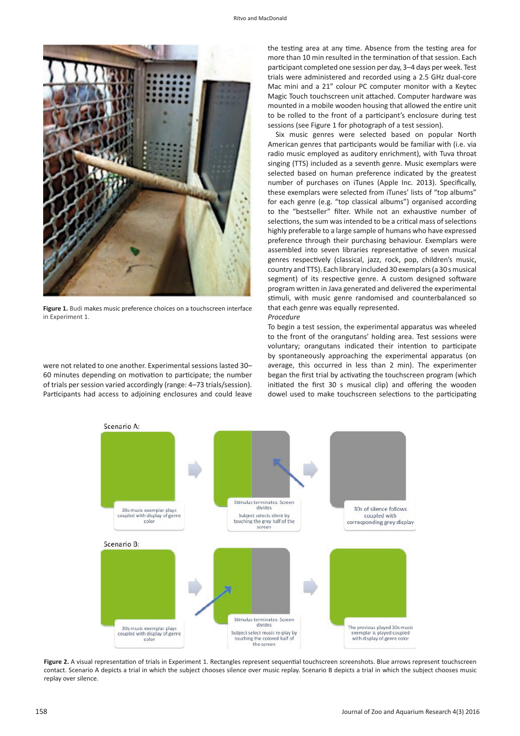Figure 1. Budi makes music preference choices on a touchscreen interface in Experiment 1.

were not related to one another. Experimental sessions lasted 30–60 minutes depending on motivation to participate; the number of trials per session varied accordingly (range: 4–73 trials/session). Participants had access to adjoining enclosures and could leave the testing area at any time. Absence from the testing area for more than 10 min resulted in the termination of that session. Each participant completed one session per day, 3–4 days per week. Test trials were administered and recorded using a 2.5 GHz dual-core Mac mini and a 21" colour PC computer monitor with a Keytec Magic Touch touchscreen unit attached. Computer hardware was mounted in a mobile wooden housing that allowed the entire unit to be rolled to the front of a participant's enclosure during test sessions (see Figure 1 for photograph of a test session).

Six music genres were selected based on popular North American genres that participants would be familiar with (i.e. via radio music employed as auditory enrichment), with Tuva throat singing (TTS) included as a seventh genre. Music exemplars were selected based on human preference indicated by the greatest number of purchases on iTunes (Apple Inc. 2013). Specifically, these exemplars were selected from iTunes' lists of "top albums" for each genre (e.g. "top classical albums") organised according to the "bestseller" filter. While not an exhaustive number of selections, the sum was intended to be a critical mass of selections highly preferable to a large sample of humans who have expressed preference through their purchasing behaviour. Exemplars were assembled into seven libraries representative of seven musical genres respectively (classical, jazz, rock, pop, children's music, country and TTS). Each library included 30 exemplars (a 30 s musical segment) of its respective genre. A custom designed software program written in Java generated and delivered the experimental stimuli, with music genre randomised and counterbalanced so that each genre was equally represented.

*Procedure*

To begin a test session, the experimental apparatus was wheeled to the front of the orangutans' holding area. Test sessions were voluntary; orangutans indicated their intention to participate by spontaneously approaching the experimental apparatus (on average, this occurred in less than 2 min). The experimenter began the first trial by activating the touchscreen program (which initiated the first 30 s musical clip) and offering the wooden dowel used to make touchscreen selections to the participating

Figure 2. A visual representation of trials in Experiment 1. Rectangles represent sequential touchscreen screenshots. Blue arrows represent touchscreen contact. Scenario A depicts a trial in which the subject chooses silence over music replay. Scenario B depicts a trial in which the subject chooses music replay over silence.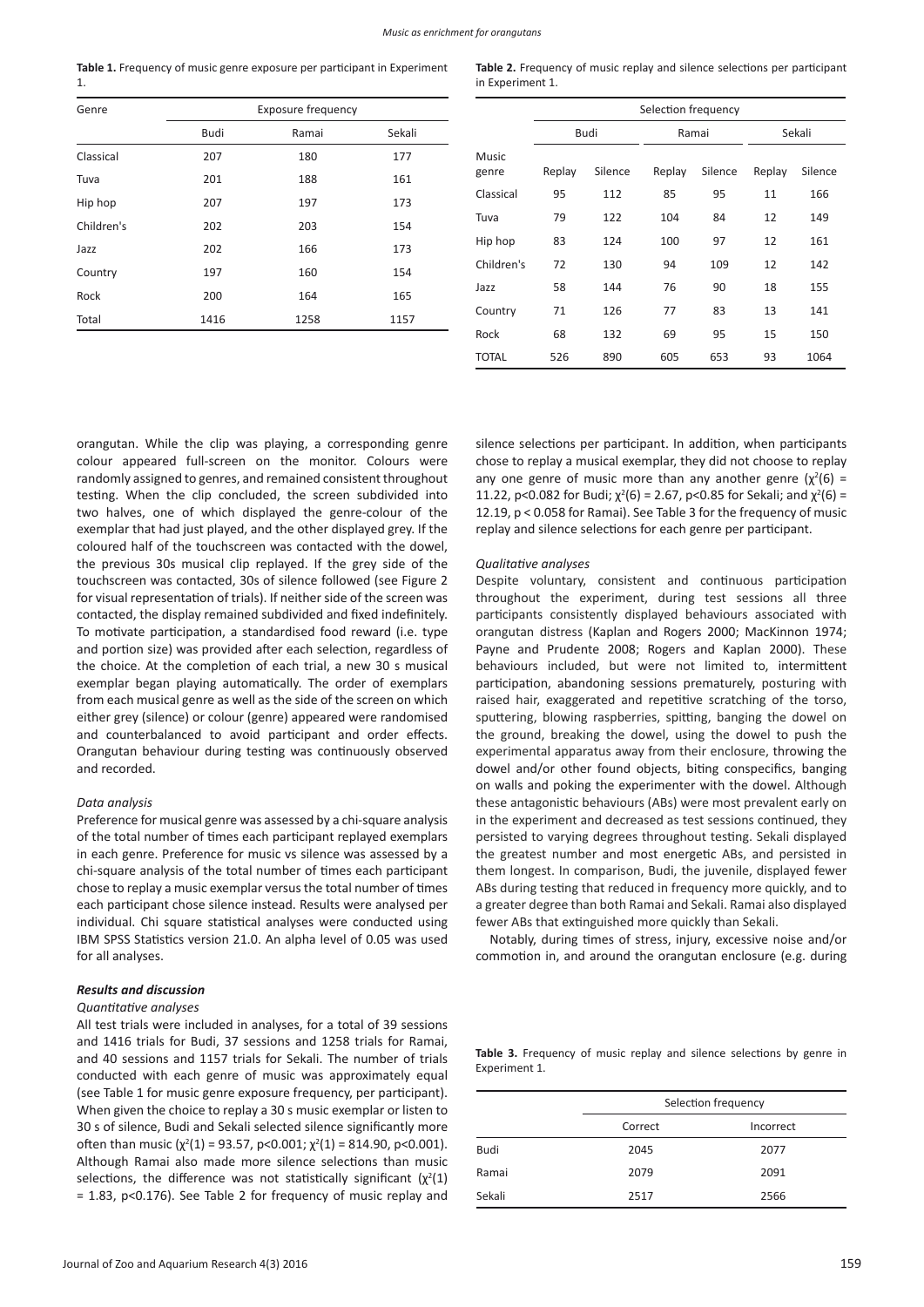**Table 1.** Frequency of music genre exposure per participant in Experiment 1.

| Genre | Exposure frequency | | |
|---|---|---|---|
| | Budi | Ramai | Sekali |
| Classical | 207 | 180 | 177 |
| Tuva | 201 | 188 | 161 |
| Hip hop | 207 | 197 | 173 |
| Children's | 202 | 203 | 154 |
| Jazz | 202 | 166 | 173 |
| Country | 197 | 160 | 154 |
| Rock | 200 | 164 | 165 |
| Total | 1416 | 1258 | 1157 |

**Table 2.** Frequency of music replay and silence selections per participant in Experiment 1.

| | Selection frequency | | | | | |
|---|---|---|---|---|---|---|
| | Budi | | Ramai | | Sekali | |
| Music genre | Replay | Silence | Replay | Silence | Replay | Silence |
| Classical | 95 | 112 | 85 | 95 | 11 | 166 |
| Tuva | 79 | 122 | 104 | 84 | 12 | 149 |
| Hip hop | 83 | 124 | 100 | 97 | 12 | 161 |
| Children's | 72 | 130 | 94 | 109 | 12 | 142 |
| Jazz | 58 | 144 | 76 | 90 | 18 | 155 |
| Country | 71 | 126 | 77 | 83 | 13 | 141 |
| Rock | 68 | 132 | 69 | 95 | 15 | 150 |
| TOTAL | 526 | 890 | 605 | 653 | 93 | 1064 |

orangutan. While the clip was playing, a corresponding genre colour appeared full-screen on the monitor. Colours were randomly assigned to genres, and remained consistent throughout testing. When the clip concluded, the screen subdivided into two halves, one of which displayed the genre-colour of the exemplar that had just played, and the other displayed grey. If the coloured half of the touchscreen was contacted with the dowel, the previous 30s musical clip replayed. If the grey side of the touchscreen was contacted, 30s of silence followed (see Figure 2 for visual representation of trials). If neither side of the screen was contacted, the display remained subdivided and fixed indefinitely. To motivate participation, a standardised food reward (i.e. type and portion size) was provided after each selection, regardless of the choice. At the completion of each trial, a new 30 s musical exemplar began playing automatically. The order of exemplars from each musical genre as well as the side of the screen on which either grey (silence) or colour (genre) appeared were randomised and counterbalanced to avoid participant and order effects. Orangutan behaviour during testing was continuously observed and recorded.

*Data analysis*

Preference for musical genre was assessed by a chi-square analysis of the total number of times each participant replayed exemplars in each genre. Preference for music vs silence was assessed by a chi-square analysis of the total number of times each participant chose to replay a music exemplar versus the total number of times each participant chose silence instead. Results were analysed per individual. Chi square statistical analyses were conducted using IBM SPSS Statistics version 21.0. An alpha level of 0.05 was used for all analyses.

### Results and discussion

*Quantitative analyses*

All test trials were included in analyses, for a total of 39 sessions and 1416 trials for Budi, 37 sessions and 1258 trials for Ramai, and 40 sessions and 1157 trials for Sekali. The number of trials conducted with each genre of music was approximately equal (see Table 1 for music genre exposure frequency, per participant). When given the choice to replay a 30 s music exemplar or listen to 30 s of silence, Budi and Sekali selected silence significantly more often than music ($\chi^2(1) = 93.57$, $p<0.001$; $\chi^2(1) = 814.90$, $p<0.001$). Although Ramai also made more silence selections than music selections, the difference was not statistically significant ($\chi^2(1) = 1.83$, $p<0.176$). See Table 2 for frequency of music replay and silence selections per participant. In addition, when participants chose to replay a musical exemplar, they did not choose to replay any one genre of music more than any another genre ($\chi^2(6) = 11.22$, $p<0.082$ for Budi; $\chi^2(6) = 2.67$, $p<0.85$ for Sekali; and $\chi^2(6) = 12.19$, $p < 0.058$ for Ramai). See Table 3 for the frequency of music replay and silence selections for each genre per participant.

*Qualitative analyses*

Despite voluntary, consistent and continuous participation throughout the experiment, during test sessions all three participants consistently displayed behaviours associated with orangutan distress (Kaplan and Rogers 2000; MacKinnon 1974; Payne and Prudente 2008; Rogers and Kaplan 2000). These behaviours included, but were not limited to, intermittent participation, abandoning sessions prematurely, posturing with raised hair, exaggerated and repetitive scratching of the torso, sputtering, blowing raspberries, spitting, banging the dowel on the ground, breaking the dowel, using the dowel to push the experimental apparatus away from their enclosure, throwing the dowel and/or other found objects, biting conspecifics, banging on walls and poking the experimenter with the dowel. Although these antagonistic behaviours (ABs) were most prevalent early on in the experiment and decreased as test sessions continued, they persisted to varying degrees throughout testing. Sekali displayed the greatest number and most energetic ABs, and persisted in them longest. In comparison, Budi, the juvenile, displayed fewer ABs during testing that reduced in frequency more quickly, and to a greater degree than both Ramai and Sekali. Ramai also displayed fewer ABs that extinguished more quickly than Sekali.

Notably, during times of stress, injury, excessive noise and/or commotion in, and around the orangutan enclosure (e.g. during

**Table 3.** Frequency of music replay and silence selections by genre in Experiment 1.

| | Selection frequency | |
|---|---|---|
| | Correct | Incorrect |
| Budi | 2045 | 2077 |
| Ramai | 2079 | 2091 |
| Sekali | 2517 | 2566 |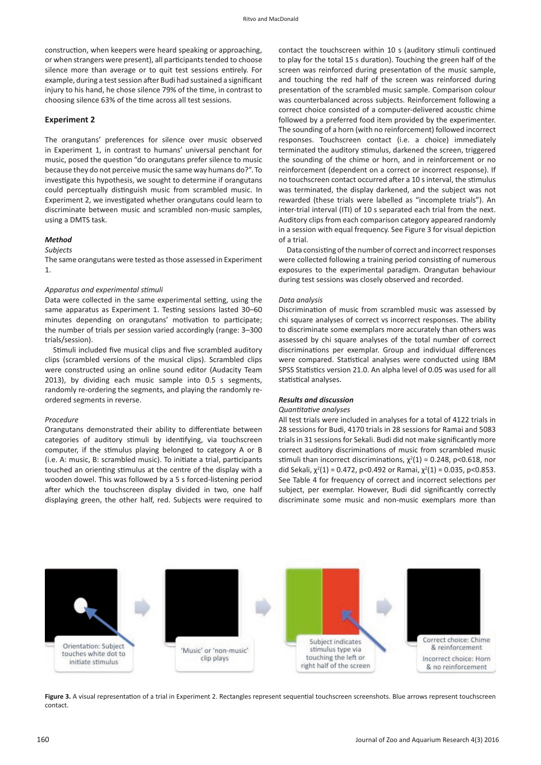construction, when keepers were heard speaking or approaching, or when strangers were present), all participants tended to choose silence more than average or to quit test sessions entirely. For example, during a test session after Budi had sustained a significant injury to his hand, he chose silence 79% of the time, in contrast to choosing silence 63% of the time across all test sessions.

## Experiment 2

The orangutans' preferences for silence over music observed in Experiment 1, in contrast to humans' universal penchant for music, posed the question "do orangutans prefer silence to music because they do not perceive music the same way humans do?". To investigate this hypothesis, we sought to determine if orangutans could perceptually distinguish music from scrambled music. In Experiment 2, we investigated whether orangutans could learn to discriminate between music and scrambled non-music samples, using a DMTS task.

### *Method*

*Subjects*

The same orangutans were tested as those assessed in Experiment 1.

*Apparatus and experimental stimuli*

Data were collected in the same experimental setting, using the same apparatus as Experiment 1. Testing sessions lasted 30–60 minutes depending on orangutans' motivation to participate; the number of trials per session varied accordingly (range: 3–300 trials/session).

Stimuli included five musical clips and five scrambled auditory clips (scrambled versions of the musical clips). Scrambled clips were constructed using an online sound editor (Audacity Team 2013), by dividing each music sample into 0.5 s segments, randomly re-ordering the segments, and playing the randomly re-ordered segments in reverse.

*Procedure*

Orangutans demonstrated their ability to differentiate between categories of auditory stimuli by identifying, via touchscreen computer, if the stimulus playing belonged to category A or B (i.e. A: music, B: scrambled music). To initiate a trial, participants touched an orienting stimulus at the centre of the display with a wooden dowel. This was followed by a 5 s forced-listening period after which the touchscreen display divided in two, one half displaying green, the other half, red. Subjects were required to contact the touchscreen within 10 s (auditory stimuli continued to play for the total 15 s duration). Touching the green half of the screen was reinforced during presentation of the music sample, and touching the red half of the screen was reinforced during presentation of the scrambled music sample. Comparison colour was counterbalanced across subjects. Reinforcement following a correct choice consisted of a computer-delivered acoustic chime followed by a preferred food item provided by the experimenter. The sounding of a horn (with no reinforcement) followed incorrect responses. Touchscreen contact (i.e. a choice) immediately terminated the auditory stimulus, darkened the screen, triggered the sounding of the chime or horn, and in reinforcement or no reinforcement (dependent on a correct or incorrect response). If no touchscreen contact occurred after a 10 s interval, the stimulus was terminated, the display darkened, and the subject was not rewarded (these trials were labelled as "incomplete trials"). An inter-trial interval (ITI) of 10 s separated each trial from the next. Auditory clips from each comparison category appeared randomly in a session with equal frequency. See Figure 3 for visual depiction of a trial.

Data consisting of the number of correct and incorrect responses were collected following a training period consisting of numerous exposures to the experimental paradigm. Orangutan behaviour during test sessions was closely observed and recorded.

*Data analysis*

Discrimination of music from scrambled music was assessed by chi square analyses of correct vs incorrect responses. The ability to discriminate some exemplars more accurately than others was assessed by chi square analyses of the total number of correct discriminations per exemplar. Group and individual differences were compared. Statistical analyses were conducted using IBM SPSS Statistics version 21.0. An alpha level of 0.05 was used for all statistical analyses.

### *Results and discussion*

*Quantitative analyses*

All test trials were included in analyses for a total of 4122 trials in 28 sessions for Budi, 4170 trials in 28 sessions for Ramai and 5083 trials in 31 sessions for Sekali. Budi did not make significantly more correct auditory discriminations of music from scrambled music stimuli than incorrect discriminations, $\chi^2(1) = 0.248$, $p<0.618$, nor did Sekali, $\chi^2(1) = 0.472$, $p<0.492$ or Ramai, $\chi^2(1) = 0.035$, $p<0.853$. See Table 4 for frequency of correct and incorrect selections per subject, per exemplar. However, Budi did significantly correctly discriminate some music and non-music exemplars more than

Orientation: Subject touches white dot to initiate stimulus → 'Music' or 'non-music' clip plays → Subject indicates stimulus type via touching the left or right half of the screen → Correct choice: Chime & reinforcement / Incorrect choice: Horn & no reinforcement

**Figure 3.** A visual representation of a trial in Experiment 2. Rectangles represent sequential touchscreen screenshots. Blue arrows represent touchscreen contact.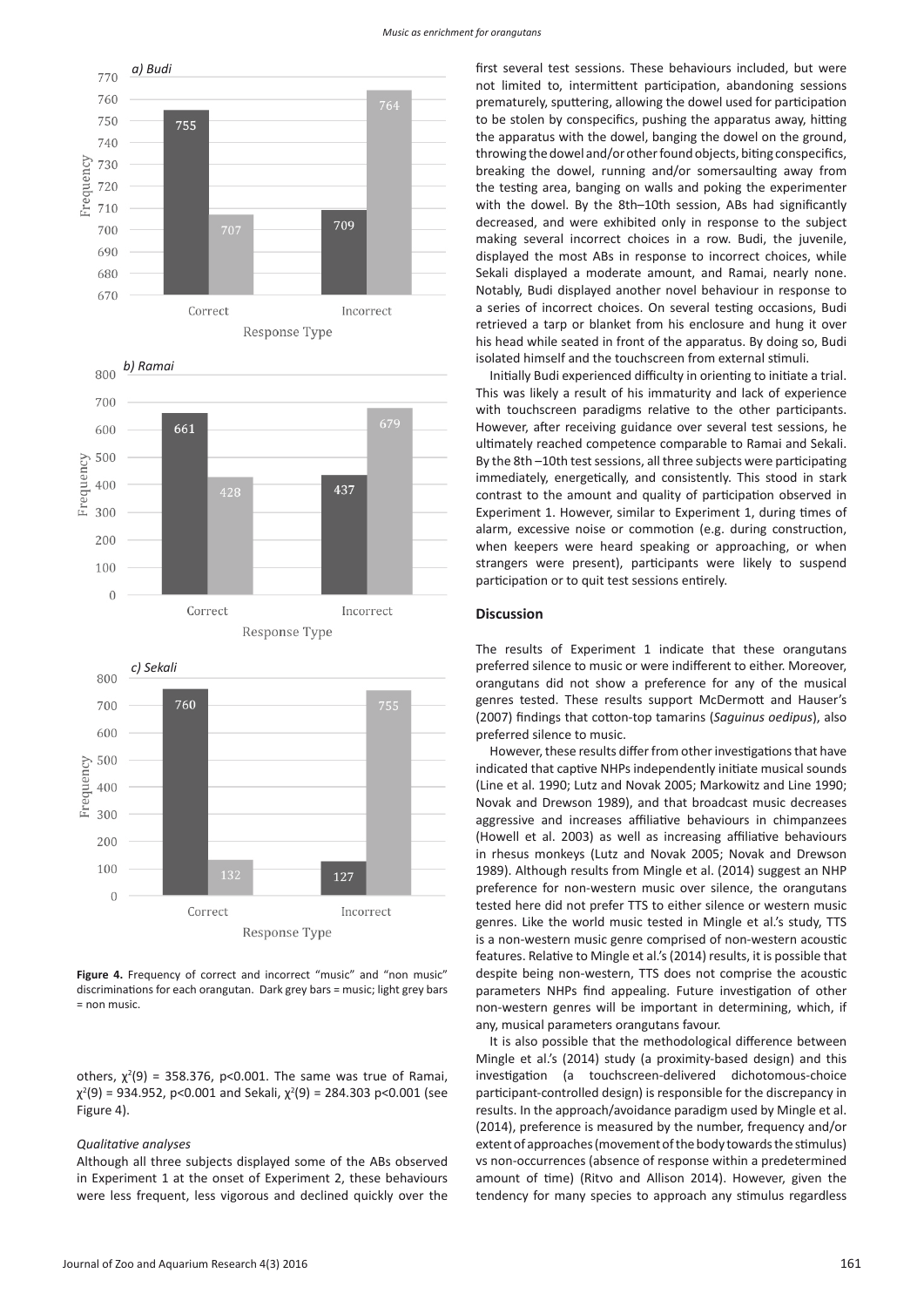**Figure 4.** Frequency of correct and incorrect "music" and "non music" discriminations for each orangutan. Dark grey bars = music; light grey bars = non music.

others, $\chi^2(9) = 358.376$, $p<0.001$. The same was true of Ramai, $\chi^2(9) = 934.952$, $p<0.001$ and Sekali, $\chi^2(9) = 284.303$ $p<0.001$ (see Figure 4).

*Qualitative analyses*

Although all three subjects displayed some of the ABs observed in Experiment 1 at the onset of Experiment 2, these behaviours were less frequent, less vigorous and declined quickly over the first several test sessions. These behaviours included, but were not limited to, intermittent participation, abandoning sessions prematurely, sputtering, allowing the dowel used for participation to be stolen by conspecifics, pushing the apparatus away, hitting the apparatus with the dowel, banging the dowel on the ground, throwing the dowel and/or other found objects, biting conspecifics, breaking the dowel, running and/or somersaulting away from the testing area, banging on walls and poking the experimenter with the dowel. By the 8th–10th session, ABs had significantly decreased, and were exhibited only in response to the subject making several incorrect choices in a row. Budi, the juvenile, displayed the most ABs in response to incorrect choices, while Sekali displayed a moderate amount, and Ramai, nearly none. Notably, Budi displayed another novel behaviour in response to a series of incorrect choices. On several testing occasions, Budi retrieved a tarp or blanket from his enclosure and hung it over his head while seated in front of the apparatus. By doing so, Budi isolated himself and the touchscreen from external stimuli.

Initially Budi experienced difficulty in orienting to initiate a trial. This was likely a result of his immaturity and lack of experience with touchscreen paradigms relative to the other participants. However, after receiving guidance over several test sessions, he ultimately reached competence comparable to Ramai and Sekali. By the 8th –10th test sessions, all three subjects were participating immediately, energetically, and consistently. This stood in stark contrast to the amount and quality of participation observed in Experiment 1. However, similar to Experiment 1, during times of alarm, excessive noise or commotion (e.g. during construction, when keepers were heard speaking or approaching, or when strangers were present), participants were likely to suspend participation or to quit test sessions entirely.

## Discussion

The results of Experiment 1 indicate that these orangutans preferred silence to music or were indifferent to either. Moreover, orangutans did not show a preference for any of the musical genres tested. These results support McDermott and Hauser's (2007) findings that cotton-top tamarins (*Saguinus oedipus*), also preferred silence to music.

However, these results differ from other investigations that have indicated that captive NHPs independently initiate musical sounds (Line et al. 1990; Lutz and Novak 2005; Markowitz and Line 1990; Novak and Drewson 1989), and that broadcast music decreases aggressive and increases affiliative behaviours in chimpanzees (Howell et al. 2003) as well as increasing affiliative behaviours in rhesus monkeys (Lutz and Novak 2005; Novak and Drewson 1989). Although results from Mingle et al. (2014) suggest an NHP preference for non-western music over silence, the orangutans tested here did not prefer TTS to either silence or western music genres. Like the world music tested in Mingle et al.'s study, TTS is a non-western music genre comprised of non-western acoustic features. Relative to Mingle et al.'s (2014) results, it is possible that despite being non-western, TTS does not comprise the acoustic parameters NHPs find appealing. Future investigation of other non-western genres will be important in determining, which, if any, musical parameters orangutans favour.

It is also possible that the methodological difference between Mingle et al.'s (2014) study (a proximity-based design) and this investigation (a touchscreen-delivered dichotomous-choice participant-controlled design) is responsible for the discrepancy in results. In the approach/avoidance paradigm used by Mingle et al. (2014), preference is measured by the number, frequency and/or extent of approaches (movement of the body towards the stimulus) vs non-occurrences (absence of response within a predetermined amount of time) (Ritvo and Allison 2014). However, given the tendency for many species to approach any stimulus regardless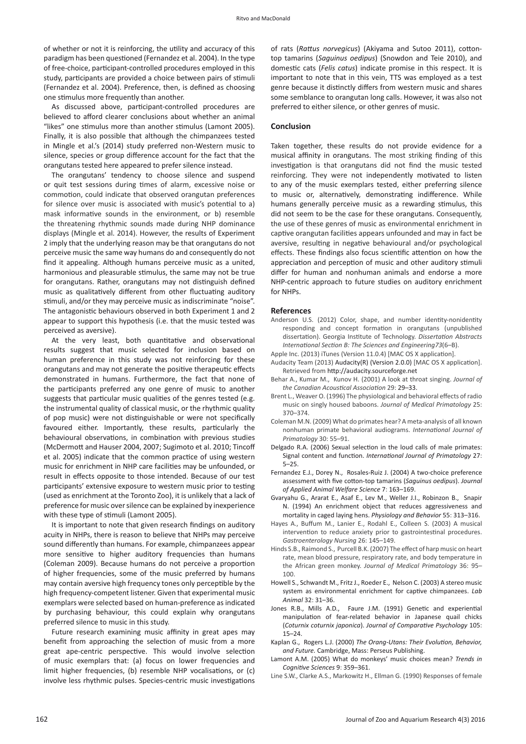of whether or not it is reinforcing, the utility and accuracy of this paradigm has been questioned (Fernandez et al. 2004). In the type of free-choice, participant-controlled procedures employed in this study, participants are provided a choice between pairs of stimuli (Fernandez et al. 2004). Preference, then, is defined as choosing one stimulus more frequently than another.

As discussed above, participant-controlled procedures are believed to afford clearer conclusions about whether an animal "likes" one stimulus more than another stimulus (Lamont 2005). Finally, it is also possible that although the chimpanzees tested in Mingle et al.'s (2014) study preferred non-Western music to silence, species or group difference account for the fact that the orangutans tested here appeared to prefer silence instead.

The orangutans' tendency to choose silence and suspend or quit test sessions during times of alarm, excessive noise or commotion, could indicate that observed orangutan preferences for silence over music is associated with music's potential to a) mask informative sounds in the environment, or b) resemble the threatening rhythmic sounds made during NHP dominance displays (Mingle et al. 2014). However, the results of Experiment 2 imply that the underlying reason may be that orangutans do not perceive music the same way humans do and consequently do not find it appealing. Although humans perceive music as a united, harmonious and pleasurable stimulus, the same may not be true for orangutans. Rather, orangutans may not distinguish defined music as qualitatively different from other fluctuating auditory stimuli, and/or they may perceive music as indiscriminate "noise". The antagonistic behaviours observed in both Experiment 1 and 2 appear to support this hypothesis (i.e. that the music tested was perceived as aversive).

At the very least, both quantitative and observational results suggest that music selected for inclusion based on human preference in this study was not reinforcing for these orangutans and may not generate the positive therapeutic effects demonstrated in humans. Furthermore, the fact that none of the participants preferred any one genre of music to another suggests that particular music qualities of the genres tested (e.g. the instrumental quality of classical music, or the rhythmic quality of pop music) were not distinguishable or were not specifically favoured either. Importantly, these results, particularly the behavioural observations, in combination with previous studies (McDermott and Hauser 2004, 2007; Sugimoto et al. 2010; Tincoff et al. 2005) indicate that the common practice of using western music for enrichment in NHP care facilities may be unfounded, or result in effects opposite to those intended. Because of our test participants' extensive exposure to western music prior to testing (used as enrichment at the Toronto Zoo), it is unlikely that a lack of preference for music over silence can be explained by inexperience with these type of stimuli (Lamont 2005).

It is important to note that given research findings on auditory acuity in NHPs, there is reason to believe that NHPs may perceive sound differently than humans. For example, chimpanzees appear more sensitive to higher auditory frequencies than humans (Coleman 2009). Because humans do not perceive a proportion of higher frequencies, some of the music preferred by humans may contain aversive high frequency tones only perceptible by the high frequency-competent listener. Given that experimental music exemplars were selected based on human-preference as indicated by purchasing behaviour, this could explain why orangutans preferred silence to music in this study.

Future research examining music affinity in great apes may benefit from approaching the selection of music from a more great ape-centric perspective. This would involve selection of music exemplars that: (a) focus on lower frequencies and limit higher frequencies, (b) resemble NHP vocalisations, or (c) involve less rhythmic pulses. Species-centric music investigations of rats (*Rattus norvegicus*) (Akiyama and Sutoo 2011), cotton-top tamarins (*Saguinus oedipus*) (Snowdon and Teie 2010), and domestic cats (*Felis catus*) indicate promise in this respect. It is important to note that in this vein, TTS was employed as a test genre because it distinctly differs from western music and shares some semblance to orangutan long calls. However, it was also not preferred to either silence, or other genres of music.

## Conclusion

Taken together, these results do not provide evidence for a musical affinity in orangutans. The most striking finding of this investigation is that orangutans did not find the music tested reinforcing. They were not independently motivated to listen to any of the music exemplars tested, either preferring silence to music or, alternatively, demonstrating indifference. While humans generally perceive music as a rewarding stimulus, this did not seem to be the case for these orangutans. Consequently, the use of these genres of music as environmental enrichment in captive orangutan facilities appears unfounded and may in fact be aversive, resulting in negative behavioural and/or psychological effects. These findings also focus scientific attention on how the appreciation and perception of music and other auditory stimuli differ for human and nonhuman animals and endorse a more NHP-centric approach to future studies on auditory enrichment for NHPs.

## References

Anderson U.S. (2012) Color, shape, and number identity-nonidentity responding and concept formation in orangutans (unpublished dissertation). Georgia Institute of Technology. *Dissertation Abstracts International Section B: The Sciences and Engineering73*(6–B).

Apple Inc. (2013) iTunes (Version 11.0.4) [MAC OS X application].

Audacity Team (2013) Audacity(R) (Version 2.0.0) [MAC OS X application]. Retrieved from http://audacity.sourceforge.net

Behar A., Kumar M., Kunov H. (2001) A look at throat singing. *Journal of the Canadian Acoustical Association* 29: 29–33.

Brent L., Weaver O. (1996) The physiological and behavioral effects of radio music on singly housed baboons. *Journal of Medical Primatology* 25: 370–374.

Coleman M.N. (2009) What do primates hear? A meta-analysis of all known nonhuman primate behavioral audiograms. *International Journal of Primatology* 30: 55–91.

Delgado R.A. (2006) Sexual selection in the loud calls of male primates: Signal content and function. *International Journal of Primatology* 27: 5–25.

Fernandez E.J., Dorey N., Rosales-Ruiz J. (2004) A two-choice preference assessment with five cotton-top tamarins (*Saguinus oedipus*). *Journal of Applied Animal Welfare Science* 7: 163–169.

Gvaryahu G., Ararat E., Asaf E., Lev M., Weller J.I., Robinzon B., Snapir N. (1994) An enrichment object that reduces aggressiveness and mortality in caged laying hens. *Physiology and Behavior* 55: 313–316.

Hayes A., Buffum M., Lanier E., Rodahl E., Colleen S. (2003) A musical intervention to reduce anxiety prior to gastrointestinal procedures. *Gastroenterology Nursing* 26: 145–149.

Hinds S.B., Raimond S., Purcell B.K. (2007) The effect of harp music on heart rate, mean blood pressure, respiratory rate, and body temperature in the African green monkey. *Journal of Medical Primatology* 36: 95–100.

Howell S., Schwandt M., Fritz J., Roeder E., Nelson C. (2003) A stereo music system as environmental enrichment for captive chimpanzees. *Lab Animal* 32: 31–36.

Jones R.B., Mills A.D., Faure J.M. (1991) Genetic and experiential manipulation of fear-related behavior in Japanese quail chicks (*Coturnix coturnix japonica*). *Journal of Comparative Psychology* 105: 15–24.

Kaplan G., Rogers L.J. (2000) *The Orang-Utans: Their Evolution, Behavior, and Future*. Cambridge, Mass: Perseus Publishing.

Lamont A.M. (2005) What do monkeys' music choices mean? *Trends in Cognitive Sciences* 9: 359–361.

Line S.W., Clarke A.S., Markowitz H., Ellman G. (1990) Responses of female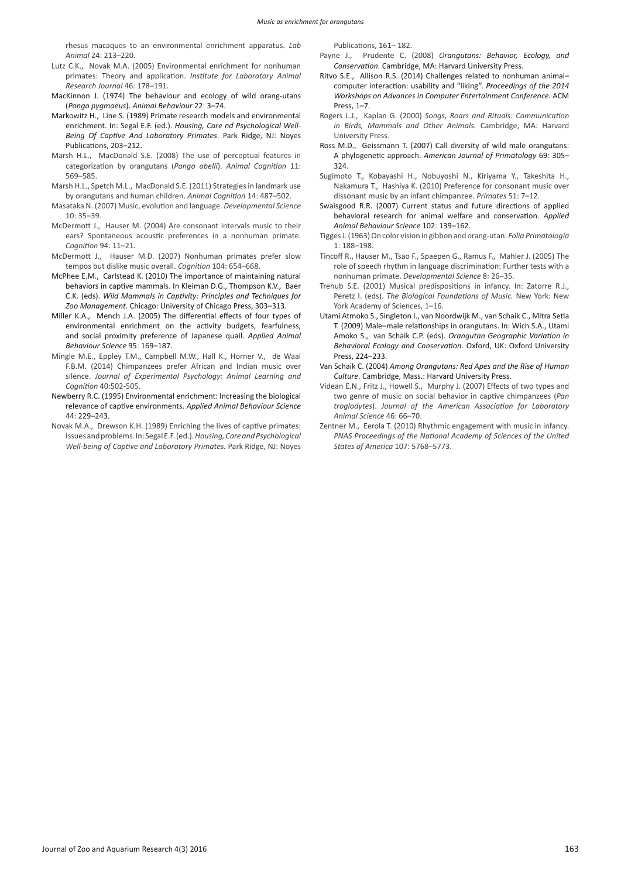rhesus macaques to an environmental enrichment apparatus. *Lab Animal* 24: 213–220.

Lutz C.K., Novak M.A. (2005) Environmental enrichment for nonhuman primates: Theory and application. *Institute for Laboratory Animal Research Journal* 46: 178–191.

MacKinnon J. (1974) The behaviour and ecology of wild orang-utans (*Pongo pygmaeus*). *Animal Behaviour* 22: 3–74.

Markowitz H., Line S. (1989) Primate research models and environmental enrichment. In: Segal E.F. (ed.). *Housing, Care nd Psychological Well-Being Of Captive And Laboratory Primates*. Park Ridge, NJ: Noyes Publications, 203–212.

Marsh H.L., MacDonald S.E. (2008) The use of perceptual features in categorization by orangutans (*Pongo abelli*). *Animal Cognition* 11: 569–585.

Marsh H.L., Spetch M.L., MacDonald S.E. (2011) Strategies in landmark use by orangutans and human children. *Animal Cognition* 14: 487–502.

Masataka N. (2007) Music, evolution and language. *Developmental Science* 10: 35–39.

McDermott J., Hauser M. (2004) Are consonant intervals music to their ears? Spontaneous acoustic preferences in a nonhuman primate. *Cognition* 94: 11–21.

McDermott J., Hauser M.D. (2007) Nonhuman primates prefer slow tempos but dislike music overall. *Cognition* 104: 654–668.

McPhee E.M., Carlstead K. (2010) The importance of maintaining natural behaviors in captive mammals. In Kleiman D.G., Thompson K.V., Baer C.K. (eds). *Wild Mammals in Captivity: Principles and Techniques for Zoo Management.* Chicago: University of Chicago Press, 303–313.

Miller K.A., Mench J.A. (2005) The differential effects of four types of environmental enrichment on the activity budgets, fearfulness, and social proximity preference of Japanese quail. *Applied Animal Behaviour Science* 95: 169–187.

Mingle M.E., Eppley T.M., Campbell M.W., Hall K., Horner V., de Waal F.B.M. (2014) Chimpanzees prefer African and Indian music over silence. *Journal of Experimental Psychology: Animal Learning and Cognition* 40:502-505.

Newberry R.C. (1995) Environmental enrichment: Increasing the biological relevance of captive environments. *Applied Animal Behaviour Science* 44: 229–243.

Novak M.A., Drewson K.H. (1989) Enriching the lives of captive primates: Issues and problems. In: Segal E.F. (ed.). *Housing, Care and Psychological Well-being of Captive and Laboratory Primates.* Park Ridge, NJ: Noyes Publications, 161– 182.

Payne J., Prudente C. (2008) *Orangutans: Behavior, Ecology, and Conservation.* Cambridge, MA: Harvard University Press.

Ritvo S.E., Allison R.S. (2014) Challenges related to nonhuman animal–computer interaction: usability and "liking". *Proceedings of the 2014 Workshops on Advances in Computer Entertainment Conference.* ACM Press, 1–7.

Rogers L.J., Kaplan G. (2000) *Songs, Roars and Rituals: Communication in Birds, Mammals and Other Animals.* Cambridge, MA: Harvard University Press.

Ross M.D., Geissmann T. (2007) Call diversity of wild male orangutans: A phylogenetic approach. *American Journal of Primatology* 69: 305–324.

Sugimoto T., Kobayashi H., Nobuyoshi N., Kiriyama Y., Takeshita H., Nakamura T., Hashiya K. (2010) Preference for consonant music over dissonant music by an infant chimpanzee. *Primates* 51: 7–12.

Swaisgood R.R. (2007) Current status and future directions of applied behavioral research for animal welfare and conservation. *Applied Animal Behaviour Science* 102: 139–162.

Tigges J. (1963) On color vision in gibbon and orang-utan. *Folia Primatologia* 1: 188–198.

Tincoff R., Hauser M., Tsao F., Spaepen G., Ramus F., Mahler J. (2005) The role of speech rhythm in language discrimination: Further tests with a nonhuman primate. *Developmental Science* 8: 26–35.

Trehub S.E. (2001) Musical predispositions in infancy. In: Zatorre R.J., Peretz I. (eds). *The Biological Foundations of Music.* New York: New York Academy of Sciences, 1–16.

Utami Atmoko S., Singleton I., van Noordwijk M., van Schaik C., Mitra Setia T. (2009) Male–male relationships in orangutans. In: Wich S.A., Utami Amoko S., van Schaik C.P. (eds). *Orangutan Geographic Variation in Behavioral Ecology and Conservation*. Oxford, UK: Oxford University Press, 224–233.

Van Schaik C. (2004) *Among Orangutans: Red Apes and the Rise of Human Culture*. Cambridge, Mass.: Harvard University Press.

Videan E.N., Fritz J., Howell S., Murphy J. (2007) Effects of two types and two genre of music on social behavior in captive chimpanzees (*Pan troglodytes*). *Journal of the American Association for Laboratory Animal Science* 46: 66–70.

Zentner M., Eerola T. (2010) Rhythmic engagement with music in infancy. *PNAS Proceedings of the National Academy of Sciences of the United States of America* 107: 5768–5773.